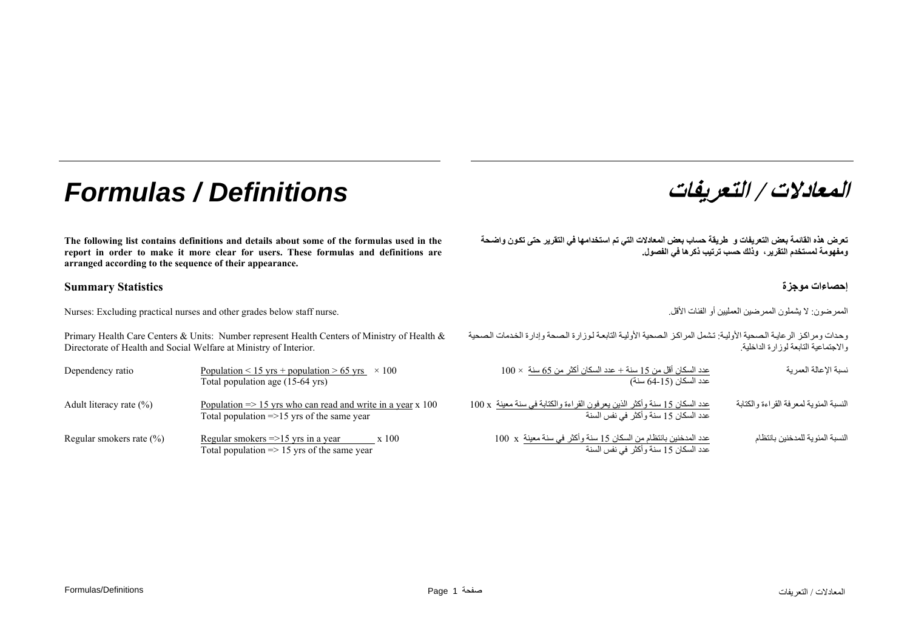# Formulas / Definitions

# المعادلات / التعريفات

**The following list contains definitions and details about some of the formulas used in the report in order to make it more clear for users. These formulas and definitions are arranged according to the sequence of their appearance.**

**تعرض هذه القائمة بعض التعريفات و طريقة حساب بعض المعادلات التي تم استخدامها في التقرير حتى تكون واضحة ومفهومة لمستخدم التقرير، وذلك حسب ترتيب ذكرها في الفصول.**

## Summary Statistics

## إحصاءات موجزة

Nurses: Excluding practical nurses and other grades below staff nurse.

الممرضون: لا يشملون الممرضين العمليين أو الفئات الأقل.

Primary Health Care Centers & Units: Number represent Health Centers of Ministry of Health & Directorate of Health and Social Welfare at Ministry of Interior.

وحدات ومراكز الرعاية الصحية الأولية: تشمل المراكز الصحية الأولية التابعة لوزارة الصحة وإدارة الخدمات الصحية والاجتماعية التابعة لوزارة الداخلية.

| Term | Formula | المعادلة | المصطلح |
|---|---|---|---|
| Dependency ratio | $\frac{\text{Population} < 15 \text{ yrs} + \text{population} > 65 \text{ yrs}}{\text{Total population age (15-64 yrs)}} \times 100$ | عدد السكان أقل من 15 سنة + عدد السكان أكثر من 65 سنة × 100 / عدد السكان (15-64 سنة) | نسبة الإعالة العمرية |
| Adult literacy rate (%) | $\frac{\text{Population} \geq 15 \text{ yrs who can read and write in a year}}{\text{Total population} \geq 15 \text{ yrs of the same year}} \times 100$ | عدد السكان 15 سنة وأكثر الذين يعرفون القراءة والكتابة في سنة معينة x 100 / عدد السكان 15 سنة وأكثر في نفس السنة | النسبة المئوية لمعرفة القراءة والكتابة |
| Regular smokers rate (%) | $\frac{\text{Regular smokers} \geq 15 \text{ yrs in a year}}{\text{Total population} \geq 15 \text{ yrs of the same year}} \times 100$ | عدد المدخنين بانتظام من السكان 15 سنة وأكثر في سنة معينة x 100 / عدد السكان 15 سنة وأكثر في نفس السنة | النسبة المئوية للمدخنين بانتظام |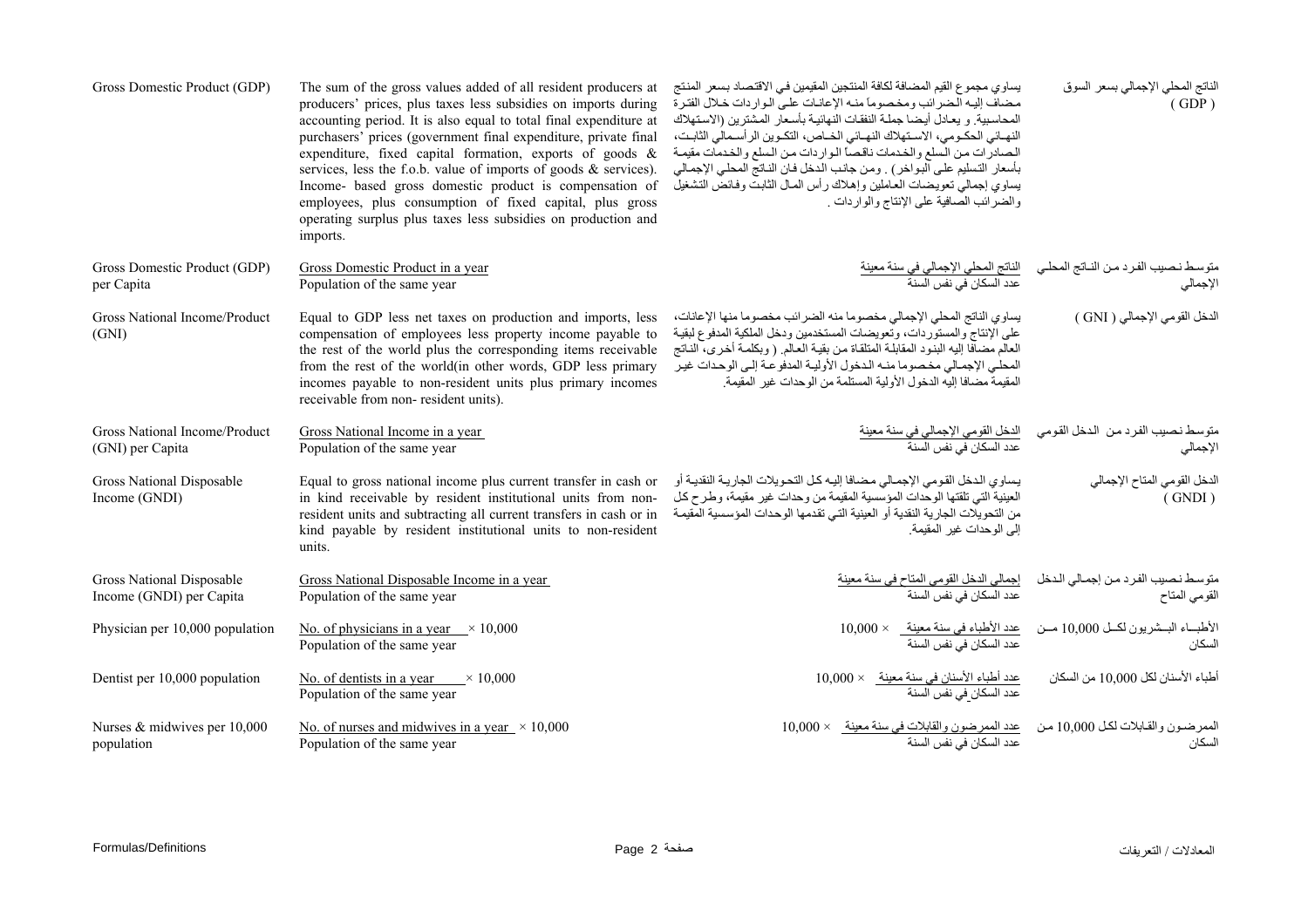| Term | Definition / Formula | التعريف / المعادلة | المصطلح |
|---|---|---|---|
| Gross Domestic Product (GDP) | The sum of the gross values added of all resident producers at producers' prices, plus taxes less subsidies on imports during accounting period. It is also equal to total final expenditure at purchasers' prices (government final expenditure, private final expenditure, fixed capital formation, exports of goods & services, less the f.o.b. value of imports of goods & services). Income- based gross domestic product is compensation of employees, plus consumption of fixed capital, plus gross operating surplus plus taxes less subsidies on production and imports. | يساوي مجموع القيم المضافة لكافة المنتجين المقيمين في الاقتصاد بسعر المنتج مضاف إليه الضرائب ومخصوماً منه الإعانات على الواردات خلال الفترة المحاسبية. و يعادل أيضا جملة النفقات النهائية بأسعار المشترين (الاستهلاك النهائي الحكومي، الاستهلاك النهائي الخاص، التكوين الرأسمالي الثابت، الصادرات من السلع والخدمات ناقصاً الواردات من السلع والخدمات مقيمة بأسعار التسليم على البواخر) . ومن جانب الدخل فان الناتج المحلي الإجمالي يساوي إجمالي تعويضات العاملين وإهلاك رأس المال الثابت وفائض التشغيل والضرائب الصافية على الإنتاج والواردات . | الناتج المحلي الإجمالي بسعر السوق ( GDP ) |
| Gross Domestic Product (GDP) per Capita | $\frac{\text{Gross Domestic Product in a year}}{\text{Population of the same year}}$ | $\frac{\text{الناتج المحلي الإجمالي في سنة معينة}}{\text{عدد السكان في نفس السنة}}$ | متوسط نصيب الفرد من الناتج المحلي الإجمالي |
| Gross National Income/Product (GNI) | Equal to GDP less net taxes on production and imports, less compensation of employees less property income payable to the rest of the world plus the corresponding items receivable from the rest of the world(in other words, GDP less primary incomes payable to non-resident units plus primary incomes receivable from non- resident units). | يساوي الناتج المحلي الإجمالي مخصوما منه الضرائب مخصوما منها الإعانات، على الإنتاج والمستوردات، وتعويضات المستخدمين ودخل الملكية المدفوع لبقية العالم مضافا إليه البنود المقابلة المتلقاة من بقية العالم. ( وبكلمة أخرى، الناتج المحلي الإجمالي مخصوما منه الدخول الأولية المدفوعة إلى الوحدات غير المقيمة مضافا إليه الدخول الأولية المستلمة من الوحدات غير المقيمة. | الدخل القومي الإجمالي ( GNI ) |
| Gross National Income/Product (GNI) per Capita | $\frac{\text{Gross National Income in a year}}{\text{Population of the same year}}$ | $\frac{\text{الدخل القومي الإجمالي في سنة معينة}}{\text{عدد السكان في نفس السنة}}$ | متوسط نصيب الفرد من الدخل القومي الإجمالي |
| Gross National Disposable Income (GNDI) | Equal to gross national income plus current transfer in cash or in kind receivable by resident institutional units from non-resident units and subtracting all current transfers in cash or in kind payable by resident institutional units to non-resident units. | يساوي الدخل القومي الإجمالي مضافا إليه كل التحويلات الجارية النقدية أو العينية التي تلقتها الوحدات المؤسسية المقيمة من وحدات غير مقيمة، وطرح كل من التحويلات الجارية النقدية أو العينية التي تقدمها الوحدات المؤسسية المقيمة إلى الوحدات غير المقيمة. | الدخل القومي المتاح الإجمالي ( GNDI ) |
| Gross National Disposable Income (GNDI) per Capita | $\frac{\text{Gross National Disposable Income in a year}}{\text{Population of the same year}}$ | $\frac{\text{إجمالي الدخل القومي المتاح في سنة معينة}}{\text{عدد السكان في نفس السنة}}$ | متوسط نصيب الفرد من إجمالي الدخل القومي المتاح |
| Physician per 10,000 population | $\frac{\text{No. of physicians in a year}}{\text{Population of the same year}} \times 10{,}000$ | $\frac{\text{عدد الأطباء في سنة معينة}}{\text{عدد السكان في نفس السنة}} \times 10{,}000$ | الأطباء البشريون لكل 10,000 من السكان |
| Dentist per 10,000 population | $\frac{\text{No. of dentists in a year}}{\text{Population of the same year}} \times 10{,}000$ | $\frac{\text{عدد أطباء الأسنان في سنة معينة}}{\text{عدد السكان في نفس السنة}} \times 10{,}000$ | أطباء الأسنان لكل 10,000 من السكان |
| Nurses & midwives per 10,000 population | $\frac{\text{No. of nurses and midwives in a year}}{\text{Population of the same year}} \times 10{,}000$ | $\frac{\text{عدد الممرضون والقابلات في سنة معينة}}{\text{عدد السكان في نفس السنة}} \times 10{,}000$ | الممرضون والقابلات لكل 10,000 من السكان |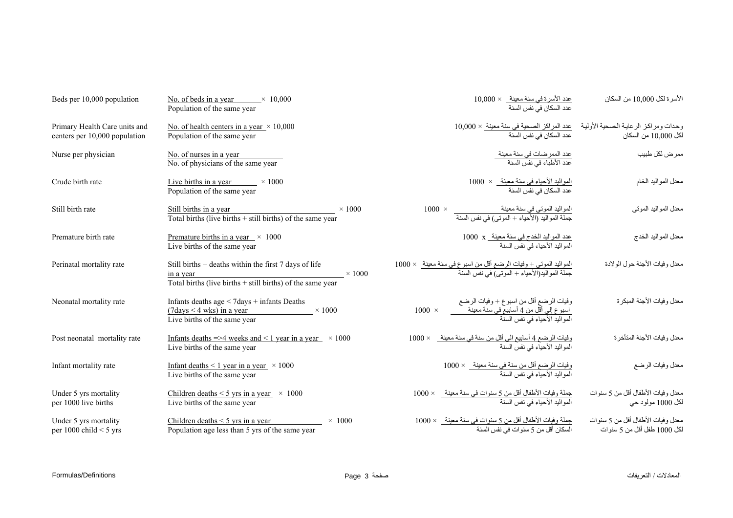| Indicator | Formula | المعادلة | المؤشر |
|---|---|---|---|
| Beds per 10,000 population | $\frac{\text{No. of beds in a year}}{\text{Population of the same year}} \times 10{,}000$ | 10,000 × عدد الأسرة في سنة معينة / عدد السكان في نفس السنة | الأسرة لكل 10,000 من السكان |
| Primary Health Care units and centers per 10,000 population | $\frac{\text{No. of health centers in a year}}{\text{Population of the same year}} \times 10{,}000$ | 10,000 × عدد المراكز الصحية في سنة معينة / عدد السكان في نفس السنة | وحدات ومراكز الرعاية الصحية الأولية لكل 10,000 من السكان |
| Nurse per physician | $\frac{\text{No. of nurses in a year}}{\text{No. of physicians of the same year}}$ | عدد الممرضات في سنة معينة / عدد الأطباء في نفس السنة | ممرض لكل طبيب |
| Crude birth rate | $\frac{\text{Live births in a year}}{\text{Population of the same year}} \times 1000$ | 1000 × المواليد الأحياء في سنة معينة / عدد السكان في نفس السنة | معدل المواليد الخام |
| Still birth rate | $\frac{\text{Still births in a year}}{\text{Total births (live births + still births) of the same year}} \times 1000$ | 1000 × المواليد الموتى في سنة معينة / جملة المواليد (الأحياء + الموتى) في نفس السنة | معدل المواليد الموتى |
| Premature birth rate | $\frac{\text{Premature births in a year}}{\text{Live births of the same year}} \times 1000$ | 1000 x عدد المواليد الخدج في سنة معينة / المواليد الأحياء في نفس السنة | معدل المواليد الخدج |
| Perinatal mortality rate | $\frac{\text{Still births + deaths within the first 7 days of life in a year}}{\text{Total births (live births + still births) of the same year}} \times 1000$ | 1000 × المواليد الموتى + وفيات الرضع أقل من اسبوع في سنة معينة / جملة المواليد(الأحياء + الموتى) في نفس السنة | معدل وفيات الأجنة حول الولادة |
| Neonatal mortality rate | $\frac{\text{Infants deaths age < 7days + infants Deaths (7days < 4 wks) in a year}}{\text{Live births of the same year}} \times 1000$ | 1000 × وفيات الرضع أقل من اسبوع + وفيات الرضع اسبوع إلى أقل من 4 أسابيع في سنة معينة / المواليد الأحياء في نفس السنة | معدل وفيات الأجنة المبكرة |
| Post neonatal mortality rate | $\frac{\text{Infants deaths =>4 weeks and < 1 year in a year}}{\text{Live births of the same year}} \times 1000$ | 1000 × وفيات الرضع 4 أسابيع الى أقل من سنة في سنة معينة / المواليد الأحياء في نفس السنة | معدل وفيات الأجنة المتأخرة |
| Infant mortality rate | $\frac{\text{Infant deaths < 1 year in a year}}{\text{Live births of the same year}} \times 1000$ | 1000 × وفيات الرضع أقل من سنة في سنة معينة / المواليد الأحياء في نفس السنة | معدل وفيات الرضع |
| Under 5 yrs mortality per 1000 live births | $\frac{\text{Children deaths < 5 yrs in a year}}{\text{Live births of the same year}} \times 1000$ | 1000 × جملة وفيات الأطفال أقل من 5 سنوات في سنة معينة / المواليد الأحياء في نفس السنة | معدل وفيات الأطفال أقل من 5 سنوات لكل 1000 مولود حي |
| Under 5 yrs mortality per 1000 child < 5 yrs | $\frac{\text{Children deaths < 5 yrs in a year}}{\text{Population age less than 5 yrs of the same year}} \times 1000$ | 1000 × جملة وفيات الأطفال أقل من 5 سنوات في سنة معينة / السكان أقل من 5 سنوات في نفس السنة | معدل وفيات الأطفال أقل من 5 سنوات لكل 1000 طفل أقل من 5 سنوات |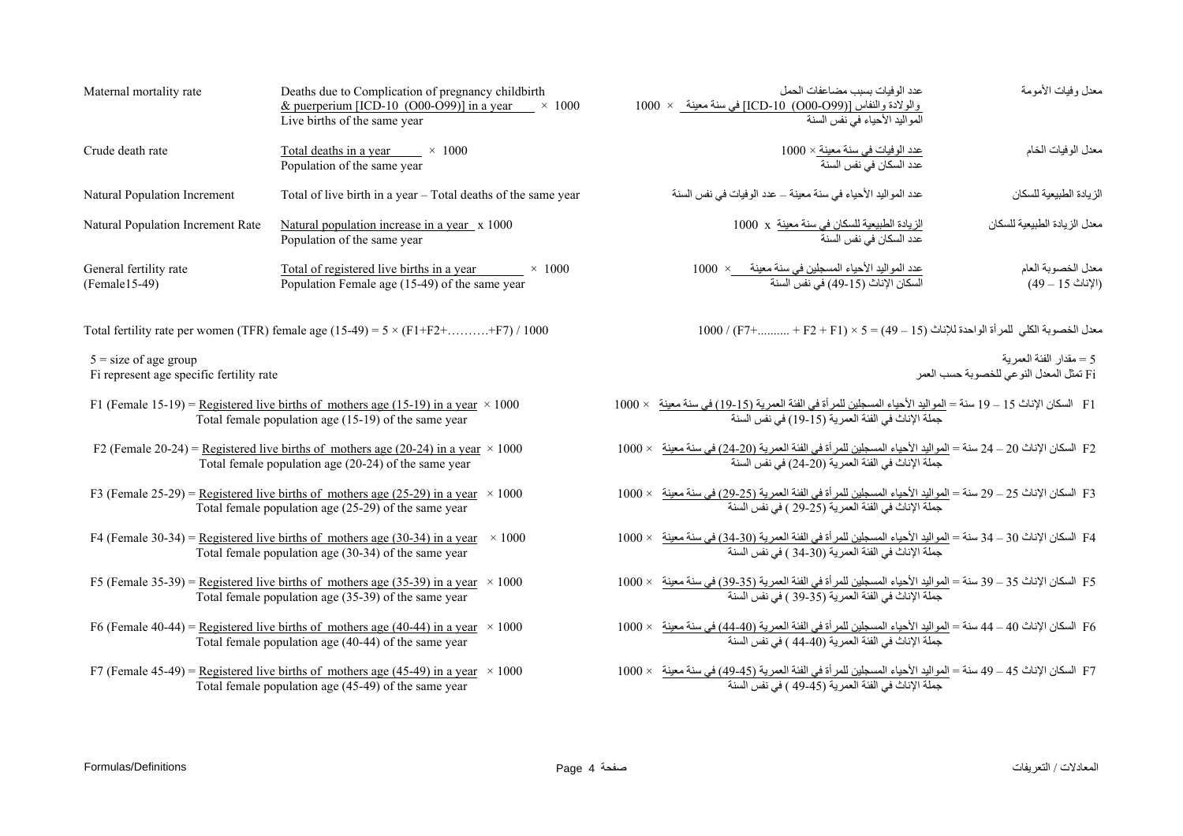| Indicator | Formula | المعادلة | المؤشر |
|---|---|---|---|
| Maternal mortality rate | $\frac{\text{Deaths due to Complication of pregnancy childbirth \& puerperium [ICD-10 (O00-O99)] in a year}}{\text{Live births of the same year}} \times 1000$ | عدد الوفيات بسبب مضاعفات الحمل والولادة والنفاس [ICD-10 (O00-O99)] في سنة معينة ÷ المواليد الأحياء في نفس السنة × 1000 | معدل وفيات الأمومة |
| Crude death rate | $\frac{\text{Total deaths in a year}}{\text{Population of the same year}} \times 1000$ | عدد الوفيات في سنة معينة ÷ عدد السكان في نفس السنة × 1000 | معدل الوفيات الخام |
| Natural Population Increment | Total of live birth in a year – Total deaths of the same year | عدد المواليد الأحياء في سنة معينة – عدد الوفيات في نفس السنة | الزيادة الطبيعية للسكان |
| Natural Population Increment Rate | $\frac{\text{Natural population increase in a year}}{\text{Population of the same year}} \times 1000$ | الزيادة الطبيعية للسكان في سنة معينة ÷ عدد السكان في نفس السنة x 1000 | معدل الزيادة الطبيعية للسكان |
| General fertility rate (Female15-49) | $\frac{\text{Total of registered live births in a year}}{\text{Population Female age (15-49) of the same year}} \times 1000$ | عدد المواليد الأحياء المسجلين في سنة معينة ÷ السكان الإناث (15-49) في نفس السنة × 1000 | معدل الخصوبة العام (الإناث 15 – 49) |

Total fertility rate per women (TFR) female age (15-49) = $5 \times (F1+F2+\ldots\ldots\ldots.+F7) / 1000$

معدل الخصوبة الكلي للمرأة الواحدة للإناث (15 – 49) = 5 × (F1 + F2 + ......... +F7) / 1000

5 = size of age group
Fi represent age specific fertility rate

5 = مقدار الفئة العمرية
Fi تمثل المعدل النوعي للخصوبة حسب العمر

F1 (Female 15-19) = $\frac{\text{Registered live births of mothers age (15-19) in a year}}{\text{Total female population age (15-19) of the same year}} \times 1000$

F1 السكان الإناث 15 – 19 سنة = المواليد الأحياء المسجلين للمرأة في الفئة العمرية (15-19) في سنة معينة ÷ جملة الإناث في الفئة العمرية (15-19) في نفس السنة × 1000

F2 (Female 20-24) = $\frac{\text{Registered live births of mothers age (20-24) in a year}}{\text{Total female population age (20-24) of the same year}} \times 1000$

F2 السكان الإناث 20 – 24 سنة = المواليد الأحياء المسجلين للمرأة في الفئة العمرية (20-24) في سنة معينة ÷ جملة الإناث في الفئة العمرية (20-24) في نفس السنة × 1000

F3 (Female 25-29) = $\frac{\text{Registered live births of mothers age (25-29) in a year}}{\text{Total female population age (25-29) of the same year}} \times 1000$

F3 السكان الإناث 25 – 29 سنة = المواليد الأحياء المسجلين للمرأة في الفئة العمرية (25-29) في سنة معينة ÷ جملة الإناث في الفئة العمرية (25-29 ) في نفس السنة × 1000

F4 (Female 30-34) = $\frac{\text{Registered live births of mothers age (30-34) in a year}}{\text{Total female population age (30-34) of the same year}} \times 1000$

F4 السكان الإناث 30 – 34 سنة = المواليد الأحياء المسجلين للمرأة في الفئة العمرية (30-34) في سنة معينة ÷ جملة الإناث في الفئة العمرية (30-34 ) في نفس السنة × 1000

F5 (Female 35-39) = $\frac{\text{Registered live births of mothers age (35-39) in a year}}{\text{Total female population age (35-39) of the same year}} \times 1000$

F5 السكان الإناث 35 – 39 سنة = المواليد الأحياء المسجلين للمرأة في الفئة العمرية (35-39) في سنة معينة ÷ جملة الإناث في الفئة العمرية (35-39 ) في نفس السنة × 1000

F6 (Female 40-44) = $\frac{\text{Registered live births of mothers age (40-44) in a year}}{\text{Total female population age (40-44) of the same year}} \times 1000$

F6 السكان الإناث 40 – 44 سنة = المواليد الأحياء المسجلين للمرأة في الفئة العمرية (40-44) في سنة معينة ÷ جملة الإناث في الفئة العمرية (40-44 ) في نفس السنة × 1000

F7 (Female 45-49) = $\frac{\text{Registered live births of mothers age (45-49) in a year}}{\text{Total female population age (45-49) of the same year}} \times 1000$

F7 السكان الإناث 45 – 49 سنة = المواليد الأحياء المسجلين للمرأة في الفئة العمرية (45-49) في سنة معينة ÷ جملة الإناث في الفئة العمرية (45-49 ) في نفس السنة × 1000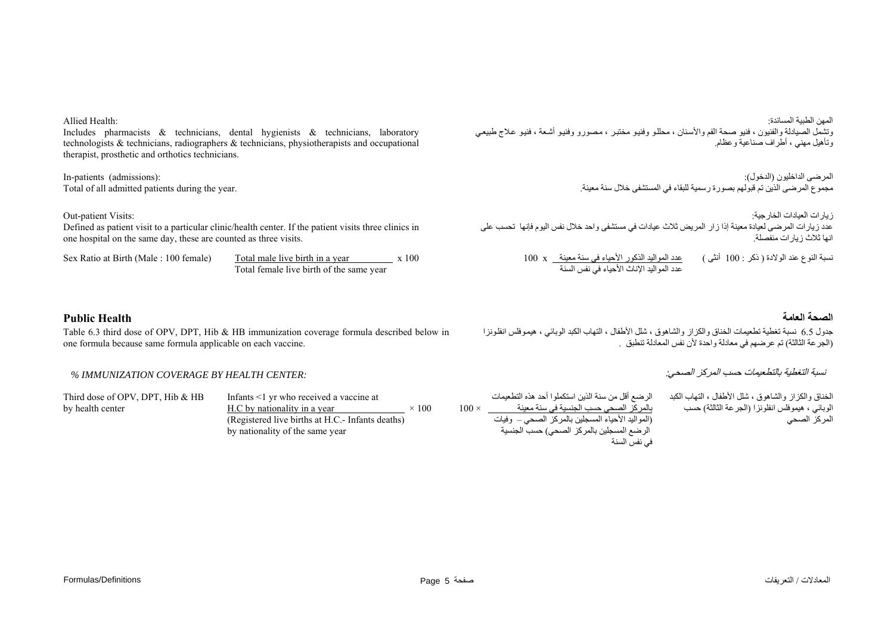Allied Health:
Includes pharmacists & technicians, dental hygienists & technicians, laboratory technologists & technicians, radiographers & technicians, physiotherapists and occupational therapist, prosthetic and orthotics technicians.

المهن الطبية المساندة:
وتشمل الصيادلة والفنيون ، فنيو صحة الفم والأسنان ، محللو وفنيو مختبر ، مصورو وفنيو أشعة ، فنيو علاج طبيعي وتأهيل مهني ، أطراف صناعية وعظام.

In-patients (admissions):
Total of all admitted patients during the year.

المرضى الداخليون (الدخول):
مجموع المرضى الذين تم قبولهم بصورة رسمية للبقاء في المستشفى خلال سنة معينة.

Out-patient Visits:
Defined as patient visit to a particular clinic/health center. If the patient visits three clinics in one hospital on the same day, these are counted as three visits.

زيارات العيادات الخارجية:
عدد زيارات المرضى لعيادة معينة إذا زار المريض ثلاث عيادات في مستشفى واحد خلال نفس اليوم فإنها تحسب على انها ثلاث زيارات منفصلة.

Sex Ratio at Birth (Male : 100 female)

$$\frac{\text{Total male live birth in a year}}{\text{Total female live birth of the same year}} \times 100$$

نسبة النوع عند الولادة ( ذكر : 100 أنثى )

$$100 \times \frac{\text{عدد المواليد الذكور الأحياء في سنة معينة}}{\text{عدد المواليد الإناث الأحياء في نفس السنة}}$$

## Public Health

## الصحة العامة

Table 6.3 third dose of OPV, DPT, Hib & HB immunization coverage formula described below in one formula because same formula applicable on each vaccine.

جدول 6.5 نسبة تغطية تطعيمات الخناق والكزاز والشاهوق ، شلل الأطفال ، التهاب الكبد الوبائي ، هيموفلس انفلونزا (الجرعة الثالثة) تم عرضهم في معادلة واحدة لأن نفس المعادلة تنطبق .

*% IMMUNIZATION COVERAGE BY HEALTH CENTER:*

*نسبة التغطية بالتطعيمات حسب المركز الصحي:*

Third dose of OPV, DPT, Hib & HB by health center

$$\frac{\text{Infants <1 yr who received a vaccine at H.C by nationality in a year}}{\text{(Registered live births at H.C.- Infants deaths) by nationality of the same year}} \times 100$$

الخناق والكزاز والشاهوق ، شلل الأطفال ، التهاب الكبد الوبائي ، هيموفلس انفلونزا (الجرعة الثالثة) حسب المركز الصحي

$$100 \times \frac{\text{الرضع أقل من سنة الذين استكملوا أحد هذه التطعيمات بالمركز الصحي حسب الجنسية في سنة معينة}}{\text{(المواليد الأحياء المسجلين بالمركز الصحي – وفيات الرضع المسجلين بالمركز الصحي) حسب الجنسية في نفس السنة}}$$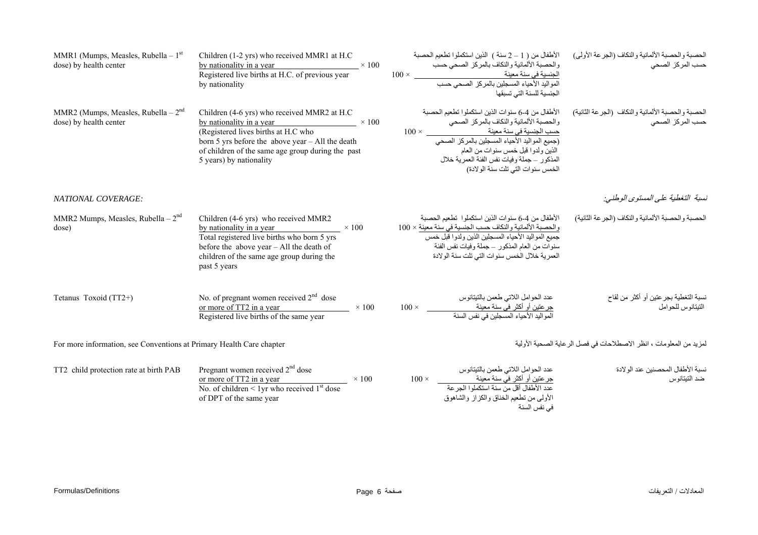| | | | |
|---|---|---|---|
| MMR1 (Mumps, Measles, Rubella – 1st dose) by health center | $\dfrac{\text{Children (1-2 yrs) who received MMR1 at H.C by nationality in a year}}{\text{Registered live births at H.C. of previous year by nationality}} \times 100$ | $100 \times \dfrac{\text{الأطفال من ( 1 – 2 سنة ) الذين استكملوا تطعيم الحصبة والحصبة الألمانية والنكاف بالمركز الصحي حسب الجنسية في سنة معينة}}{\text{المواليد الأحياء المسجلين بالمركز الصحي حسب الجنسية للسنة التي تسبقها}}$ | الحصبة والحصبة الألمانية والنكاف (الجرعة الأولى) حسب المركز الصحي |
| MMR2 (Mumps, Measles, Rubella – 2nd dose) by health center | $\dfrac{\text{Children (4-6 yrs) who received MMR2 at H.C by nationality in a year}}{\text{(Registered lives births at H.C who born 5 yrs before the above year – All the death of children of the same age group during the past 5 years) by nationality}} \times 100$ | $100 \times \dfrac{\text{الأطفال من 4-6 سنوات الذين استكملوا تطعيم الحصبة والحصبة الألمانية والنكاف بالمركز الصحي حسب الجنسية في سنة معينة}}{\text{(جميع المواليد الأحياء المسجلين بالمركز الصحي الذين ولدوا قبل خمس سنوات من العام المذكور – جملة وفيات نفس الفئة العمرية خلال الخمس سنوات التي تلت سنة الولادة)}}$ | الحصبة والحصبة الألمانية والنكاف (الجرعة الثانية) حسب المركز الصحي |

*NATIONAL COVERAGE:* *نسبة التغطية على المستوى الوطني:*

| | | | |
|---|---|---|---|
| MMR2 Mumps, Measles, Rubella – 2nd dose) | $\dfrac{\text{Children (4-6 yrs) who received MMR2}}{\text{Total registered live births who born 5 yrs before the above year – All the death of children of the same age group during the past 5 years}} \times 100$ | $100 \times \dfrac{\text{الأطفال من 4-6 سنوات الذين استكملوا تطعيم الحصبة والحصبة الألمانية والنكاف حسب الجنسية في سنة معينة}}{\text{جميع المواليد الأحياء المسجلين الذين ولدوا قبل خمس سنوات من العام المذكور – جملة وفيات نفس الفئة العمرية خلال الخمس سنوات التي تلت سنة الولادة}}$ | الحصبة والحصبة الألمانية والنكاف (الجرعة الثانية) |
| Tetanus Toxoid (TT2+) | $\dfrac{\text{No. of pregnant women received 2nd dose or more of TT2 in a year}}{\text{Registered live births of the same year}} \times 100$ | $100 \times \dfrac{\text{عدد الحوامل اللاتي طعمن بالتيتانوس جرعتين أو أكثر في سنة معينة}}{\text{المواليد الأحياء المسجلين في نفس السنة}}$ | نسبة التغطية بجرعتين أو أكثر من لقاح التيتانوس للحوامل |

For more information, see Conventions at Primary Health Care chapter

لمزيد من المعلومات ، انظر الاصطلاحات في فصل الرعاية الصحية الأولية

| | | | |
|---|---|---|---|
| TT2 child protection rate at birth PAB | $\dfrac{\text{Pregnant women received 2nd dose or more of TT2 in a year}}{\text{No. of children < 1yr who received 1st dose of DPT of the same year}} \times 100$ | $100 \times \dfrac{\text{عدد الحوامل اللاتي طعمن بالتيتانوس جرعتين أو أكثر في سنة معينة}}{\text{عدد الأطفال أقل من سنة استكملوا الجرعة الأولى من تطعيم الخناق والكزاز والشاهوق في نفس السنة}}$ | نسبة الأطفال المحصنين عند الولادة ضد التيتانوس |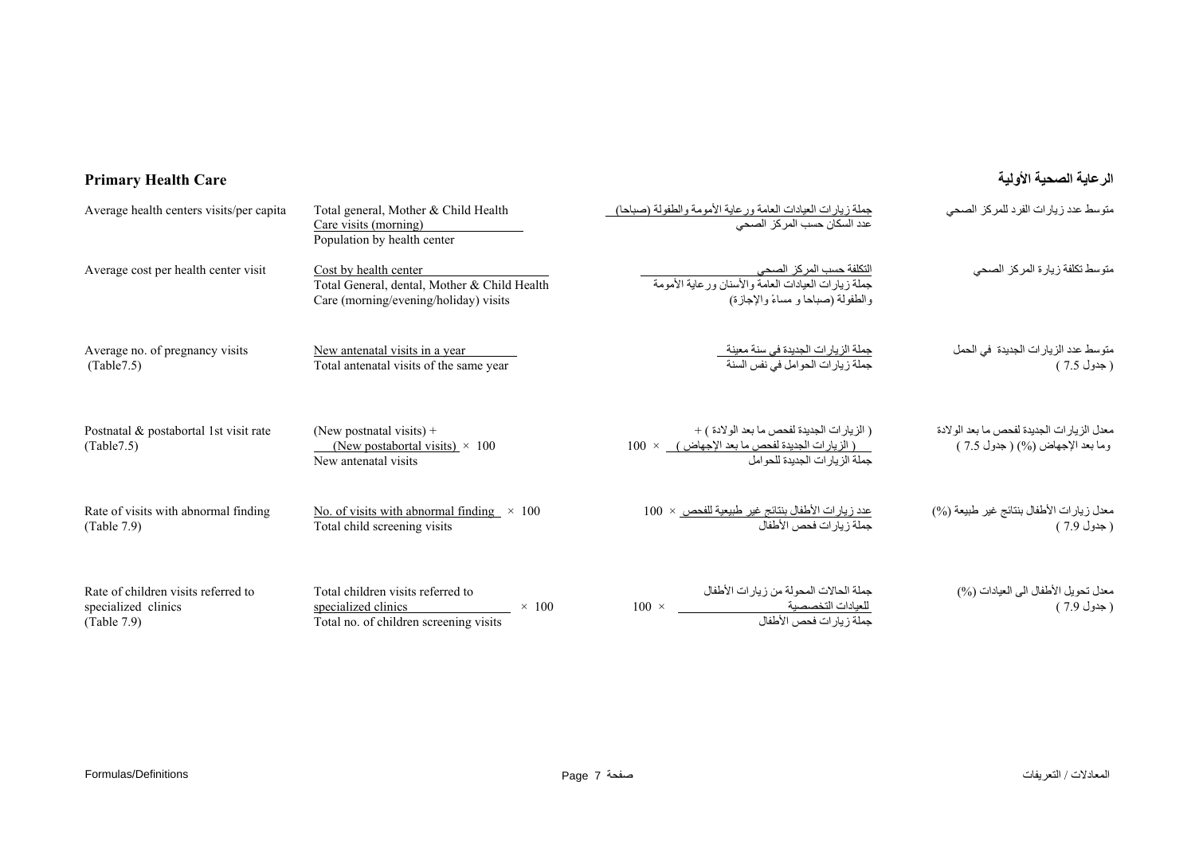## Primary Health Care | الرعاية الصحية الأولية

| Indicator | Formula (English) | Formula (Arabic) | المؤشر |
|---|---|---|---|
| Average health centers visits/per capita | $\frac{\text{Total general, Mother \& Child Health Care visits (morning)}}{\text{Population by health center}}$ | جملة زيارات العيادات العامة ورعاية الأمومة والطفولة (صباحا) / عدد السكان حسب المركز الصحي | متوسط عدد زيارات الفرد للمركز الصحي |
| Average cost per health center visit | $\frac{\text{Cost by health center}}{\text{Total General, dental, Mother \& Child Health Care (morning/evening/holiday) visits}}$ | التكلفة حسب المركز الصحي / جملة زيارات العيادات العامة والأسنان ورعاية الأمومة والطفولة (صباحا و مساءً والإجازة) | متوسط تكلفة زيارة المركز الصحي |
| Average no. of pregnancy visits (Table7.5) | $\frac{\text{New antenatal visits in a year}}{\text{Total antenatal visits of the same year}}$ | جملة الزيارات الجديدة في سنة معينة / جملة زيارات الحوامل في نفس السنة | متوسط عدد الزيارات الجديدة في الحمل ( جدول 7.5 ) |
| Postnatal & postabortal 1st visit rate (Table7.5) | $\frac{\text{(New postnatal visits) + (New postabortal visits)}}{\text{New antenatal visits}} \times 100$ | ( الزيارات الجديدة لفحص ما بعد الولادة ) + ( الزيارات الجديدة لفحص ما بعد الإجهاض ) / جملة الزيارات الجديدة للحوامل × 100 | معدل الزيارات الجديدة لفحص ما بعد الولادة وما بعد الإجهاض (%) ( جدول 7.5 ) |
| Rate of visits with abnormal finding (Table 7.9) | $\frac{\text{No. of visits with abnormal finding}}{\text{Total child screening visits}} \times 100$ | عدد زيارات الأطفال بنتائج غير طبيعية للفحص / جملة زيارات فحص الأطفال × 100 | معدل زيارات الأطفال بنتائج غير طبيعية (%) ( جدول 7.9 ) |
| Rate of children visits referred to specialized clinics (Table 7.9) | $\frac{\text{Total children visits referred to specialized clinics}}{\text{Total no. of children screening visits}} \times 100$ | جملة الحالات المحولة من زيارات الأطفال للعيادات التخصصية / جملة زيارات فحص الأطفال × 100 | معدل تحويل الأطفال الى العيادات (%) ( جدول 7.9 ) |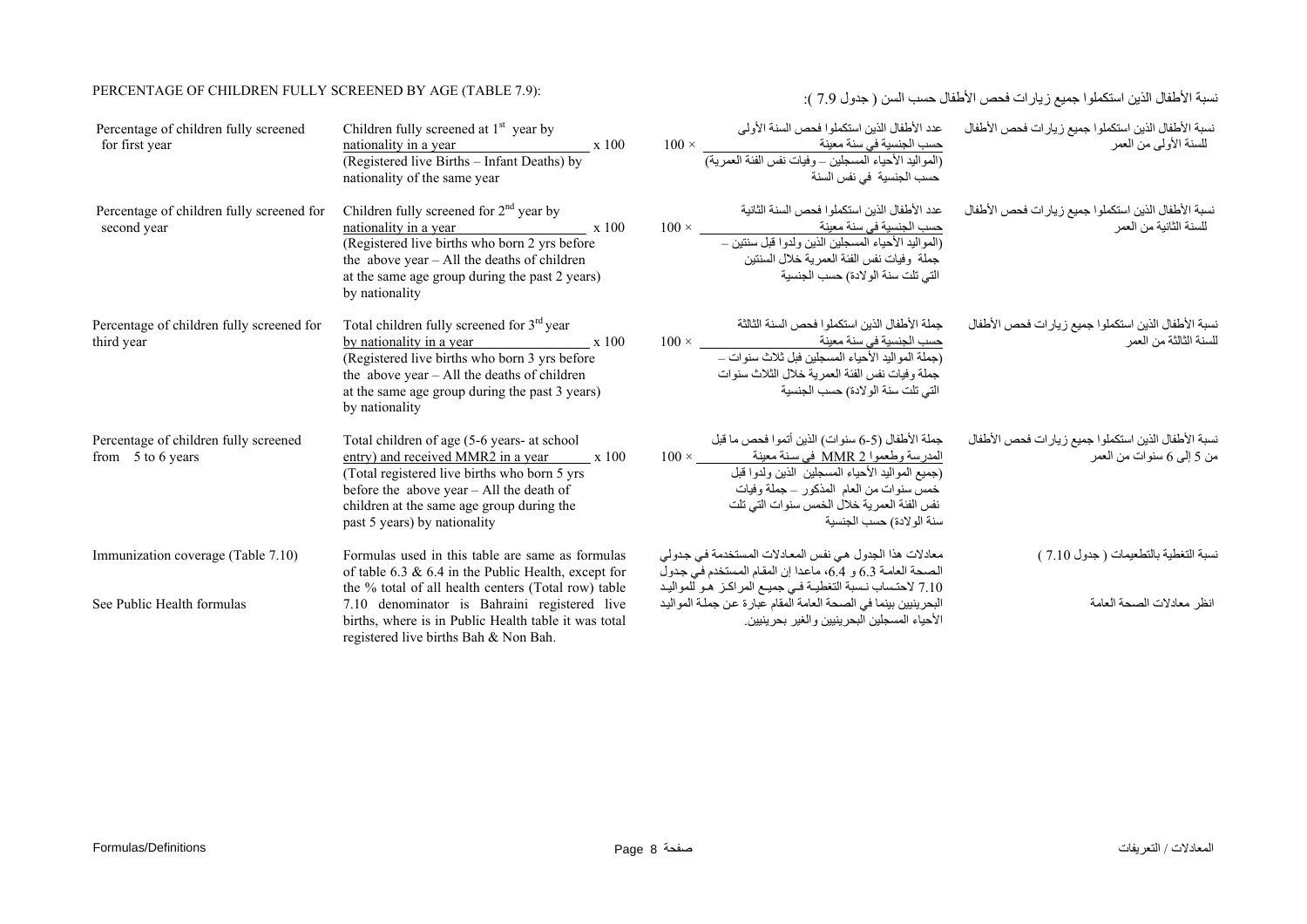## PERCENTAGE OF CHILDREN FULLY SCREENED BY AGE (TABLE 7.9):

## نسبة الأطفال الذين استكملوا جميع زيارات فحص الأطفال حسب السن ( جدول 7.9 ):

| | | | |
|---|---|---|---|
| Percentage of children fully screened for first year | $\frac{\text{Children fully screened at 1st year by nationality in a year}}{\text{(Registered live Births – Infant Deaths) by nationality of the same year}} \times 100$ | $100 \times \frac{\text{عدد الأطفال الذين استكملوا فحص السنة الأولى حسب الجنسية في سنة معينة}}{\text{(المواليد الأحياء المسجلين – وفيات نفس الفئة العمرية) حسب الجنسية في نفس السنة}}$ | نسبة الأطفال الذين استكملوا جميع زيارات فحص الأطفال للسنة الأولى من العمر |
| Percentage of children fully screened for second year | $\frac{\text{Children fully screened for 2nd year by nationality in a year}}{\text{(Registered live births who born 2 yrs before the above year – All the deaths of children at the same age group during the past 2 years) by nationality}} \times 100$ | $100 \times \frac{\text{عدد الأطفال الذين استكملوا فحص السنة الثانية حسب الجنسية في سنة معينة}}{\text{(المواليد الأحياء المسجلين الذين ولدوا قبل سنتين – جملة وفيات نفس الفئة العمرية خلال السنتين التي تلت سنة الولادة) حسب الجنسية}}$ | نسبة الأطفال الذين استكملوا جميع زيارات فحص الأطفال للسنة الثانية من العمر |
| Percentage of children fully screened for third year | $\frac{\text{Total children fully screened for 3rd year by nationality in a year}}{\text{(Registered live births who born 3 yrs before the above year – All the deaths of children at the same age group during the past 3 years) by nationality}} \times 100$ | $100 \times \frac{\text{جملة الأطفال الذين استكملوا فحص السنة الثالثة حسب الجنسية في سنة معينة}}{\text{(جملة المواليد الأحياء المسجلين قبل ثلاث سنوات – جملة وفيات نفس الفئة العمرية خلال الثلاث سنوات التي تلت سنة الولادة) حسب الجنسية}}$ | نسبة الأطفال الذين استكملوا جميع زيارات فحص الأطفال للسنة الثالثة من العمر |
| Percentage of children fully screened from 5 to 6 years | $\frac{\text{Total children of age (5-6 years- at school entry) and received MMR2 in a year}}{\text{(Total registered live births who born 5 yrs before the above year – All the death of children at the same age group during the past 5 years) by nationality}} \times 100$ | $100 \times \frac{\text{جملة الأطفال (5-6 سنوات) الذين أتموا فحص ما قبل المدرسة وطعموا MMR 2 في سنة معينة}}{\text{(جميع المواليد الأحياء المسجلين الذين ولدوا قبل خمس سنوات من العام المذكور – جملة وفيات نفس الفئة العمرية خلال الخمس سنوات التي تلت سنة الولادة) حسب الجنسية}}$ | نسبة الأطفال الذين استكملوا جميع زيارات فحص الأطفال من 5 إلى 6 سنوات من العمر |
| Immunization coverage (Table 7.10)<br><br>See Public Health formulas | Formulas used in this table are same as formulas of table 6.3 & 6.4 in the Public Health, except for the % total of all health centers (Total row) table 7.10 denominator is Bahraini registered live births, where is in Public Health table it was total registered live births Bah & Non Bah. | معادلات هذا الجدول هي نفس المعادلات المستخدمة في جدولي الصحة العامة 6.3 و 6.4، ماعدا إن المقام المستخدم في جدول 7.10 لاحتساب نسبة التغطية في جميع المراكز هو للمواليد البحرينيين بينما في الصحة العامة المقام عبارة عن جملة المواليد الأحياء المسجلين البحرينيين والغير بحرينيين. | نسبة التغطية بالتطعيمات ( جدول 7.10 )<br><br>انظر معادلات الصحة العامة |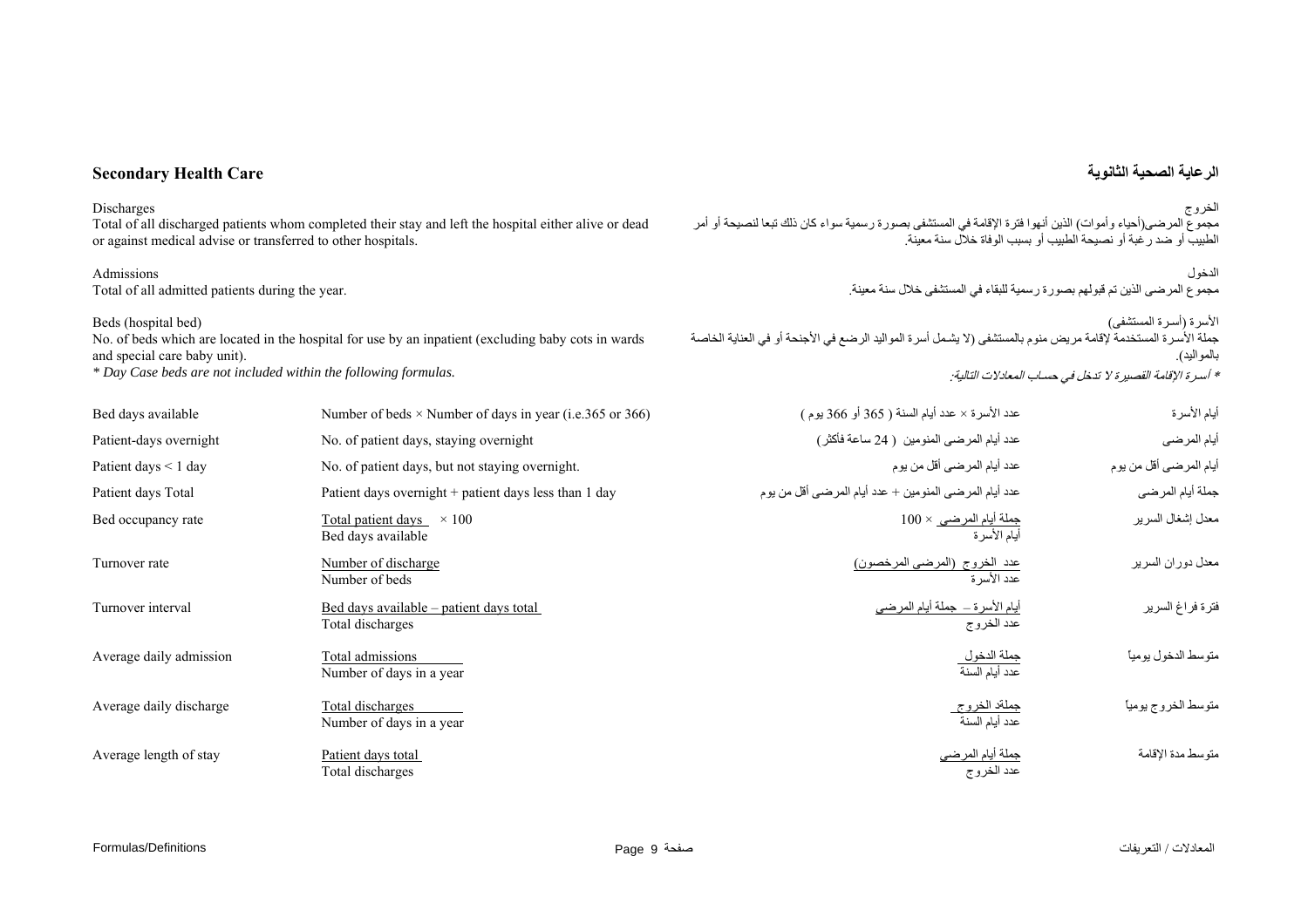## Secondary Health Care

## الرعاية الصحية الثانوية

Discharges
Total of all discharged patients whom completed their stay and left the hospital either alive or dead or against medical advise or transferred to other hospitals.

الخروج
مجموع المرضى(أحياء وأموات) الذين أنهوا فترة الإقامة في المستشفى بصورة رسمية سواء كان ذلك تبعا لنصيحة أو أمر الطبيب أو ضد رغبة أو نصيحة الطبيب أو بسبب الوفاة خلال سنة معينة.

Admissions
Total of all admitted patients during the year.

الدخول
مجموع المرضى الذين تم قبولهم بصورة رسمية للبقاء في المستشفى خلال سنة معينة.

Beds (hospital bed)
No. of beds which are located in the hospital for use by an inpatient (excluding baby cots in wards and special care baby unit).
*\* Day Case beds are not included within the following formulas.*

الأسرة (أسرة المستشفى)
جملة الأسرة المستخدمة لإقامة مريض منوم بالمستشفى (لا يشمل أسرة المواليد الرضع في الأجنحة أو في العناية الخاصة بالمواليد).
*\* أسرة الإقامة القصيرة لا تدخل في حساب المعادلات التالية.*

| | | | |
|---|---|---|---|
| Bed days available | Number of beds × Number of days in year (i.e.365 or 366) | عدد الأسرة × عدد أيام السنة ( 365 أو 366 يوم ) | أيام الأسرة |
| Patient-days overnight | No. of patient days, staying overnight | عدد أيام المرضى المنومين ( 24 ساعة فأكثر) | أيام المرضى |
| Patient days < 1 day | No. of patient days, but not staying overnight. | عدد أيام المرضى أقل من يوم | أيام المرضى أقل من يوم |
| Patient days Total | Patient days overnight + patient days less than 1 day | عدد أيام المرضى المنومين + عدد أيام المرضى أقل من يوم | جملة أيام المرضى |
| Bed occupancy rate | $\frac{\text{Total patient days}}{\text{Bed days available}} \times 100$ | جملة أيام المرضى / أيام الأسرة × 100 | معدل إشغال السرير |
| Turnover rate | $\frac{\text{Number of discharge}}{\text{Number of beds}}$ | عدد الخروج (المرضى المرخصون) / عدد الأسرة | معدل دوران السرير |
| Turnover interval | $\frac{\text{Bed days available} - \text{patient days total}}{\text{Total discharges}}$ | أيام الأسرة – جملة أيام المرضى / عدد الخروج | فترة فراغ السرير |
| Average daily admission | $\frac{\text{Total admissions}}{\text{Number of days in a year}}$ | جملة الدخول / عدد أيام السنة | متوسط الدخول يومياً |
| Average daily discharge | $\frac{\text{Total discharges}}{\text{Number of days in a year}}$ | جملةد الخروج / عدد أيام السنة | متوسط الخروج يومياً |
| Average length of stay | $\frac{\text{Patient days total}}{\text{Total discharges}}$ | جملة أيام المرضي / عدد الخروج | متوسط مدة الإقامة |